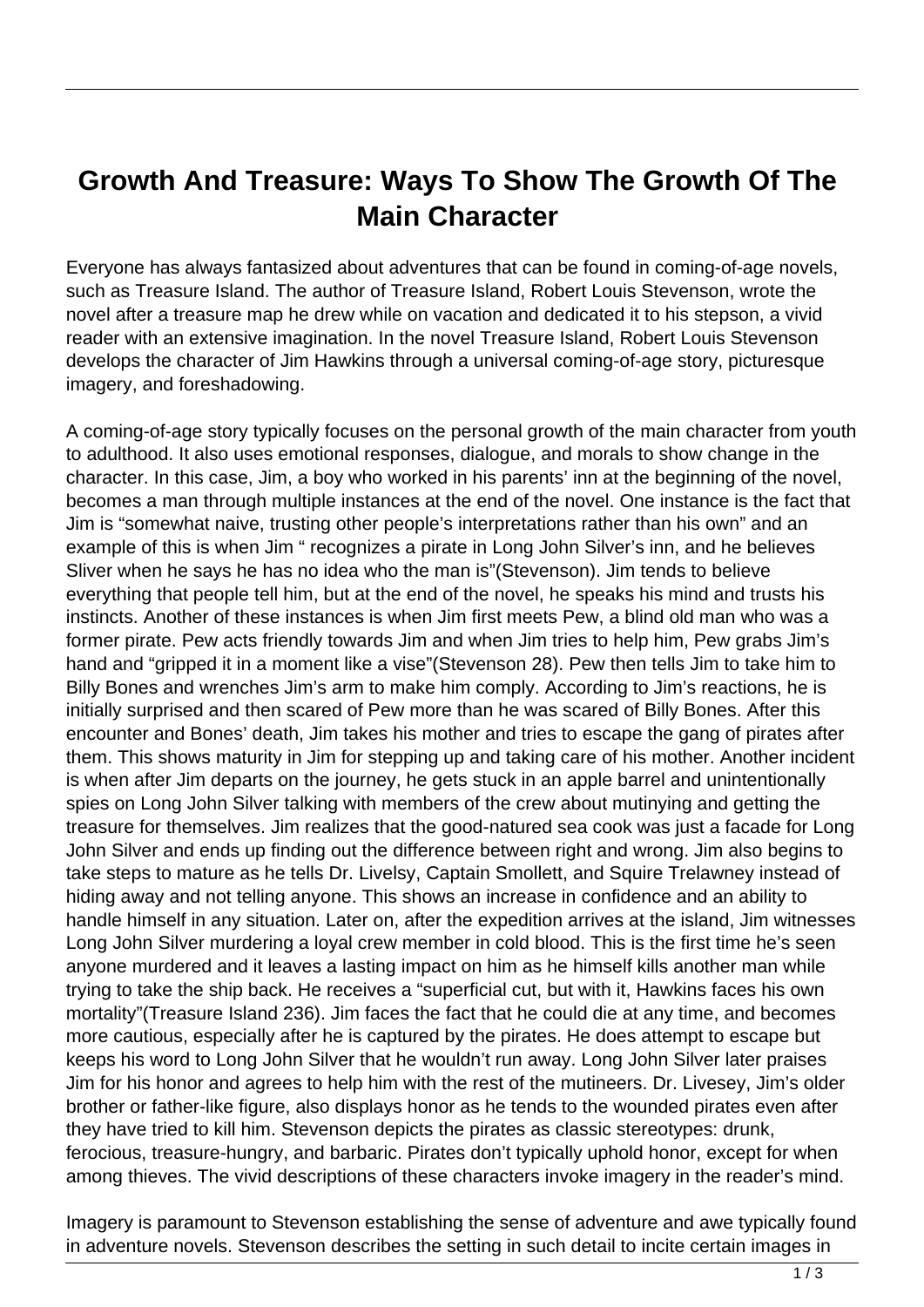# Growth And Treasure: Ways To Show The Growth Of The Main Character

Everyone has always fantasized about adventures that can be found in coming-of-age novels, such as Treasure Island. The author of Treasure Island, Robert Louis Stevenson, wrote the novel after a treasure map he drew while on vacation and dedicated it to his stepson, a vivid reader with an extensive imagination. In the novel Treasure Island, Robert Louis Stevenson develops the character of Jim Hawkins through a universal coming-of-age story, picturesque imagery, and foreshadowing.

A coming-of-age story typically focuses on the personal growth of the main character from youth to adulthood. It also uses emotional responses, dialogue, and morals to show change in the character. In this case, Jim, a boy who worked in his parents' inn at the beginning of the novel, becomes a man through multiple instances at the end of the novel. One instance is the fact that Jim is "somewhat naive, trusting other people's interpretations rather than his own" and an example of this is when Jim " recognizes a pirate in Long John Silver's inn, and he believes Sliver when he says he has no idea who the man is"(Stevenson). Jim tends to believe everything that people tell him, but at the end of the novel, he speaks his mind and trusts his instincts. Another of these instances is when Jim first meets Pew, a blind old man who was a former pirate. Pew acts friendly towards Jim and when Jim tries to help him, Pew grabs Jim's hand and "gripped it in a moment like a vise"(Stevenson 28). Pew then tells Jim to take him to Billy Bones and wrenches Jim's arm to make him comply. According to Jim's reactions, he is initially surprised and then scared of Pew more than he was scared of Billy Bones. After this encounter and Bones' death, Jim takes his mother and tries to escape the gang of pirates after them. This shows maturity in Jim for stepping up and taking care of his mother. Another incident is when after Jim departs on the journey, he gets stuck in an apple barrel and unintentionally spies on Long John Silver talking with members of the crew about mutinying and getting the treasure for themselves. Jim realizes that the good-natured sea cook was just a facade for Long John Silver and ends up finding out the difference between right and wrong. Jim also begins to take steps to mature as he tells Dr. Livelsy, Captain Smollett, and Squire Trelawney instead of hiding away and not telling anyone. This shows an increase in confidence and an ability to handle himself in any situation. Later on, after the expedition arrives at the island, Jim witnesses Long John Silver murdering a loyal crew member in cold blood. This is the first time he's seen anyone murdered and it leaves a lasting impact on him as he himself kills another man while trying to take the ship back. He receives a "superficial cut, but with it, Hawkins faces his own mortality"(Treasure Island 236). Jim faces the fact that he could die at any time, and becomes more cautious, especially after he is captured by the pirates. He does attempt to escape but keeps his word to Long John Silver that he wouldn't run away. Long John Silver later praises Jim for his honor and agrees to help him with the rest of the mutineers. Dr. Livesey, Jim's older brother or father-like figure, also displays honor as he tends to the wounded pirates even after they have tried to kill him. Stevenson depicts the pirates as classic stereotypes: drunk, ferocious, treasure-hungry, and barbaric. Pirates don't typically uphold honor, except for when among thieves. The vivid descriptions of these characters invoke imagery in the reader's mind.

Imagery is paramount to Stevenson establishing the sense of adventure and awe typically found in adventure novels. Stevenson describes the setting in such detail to incite certain images in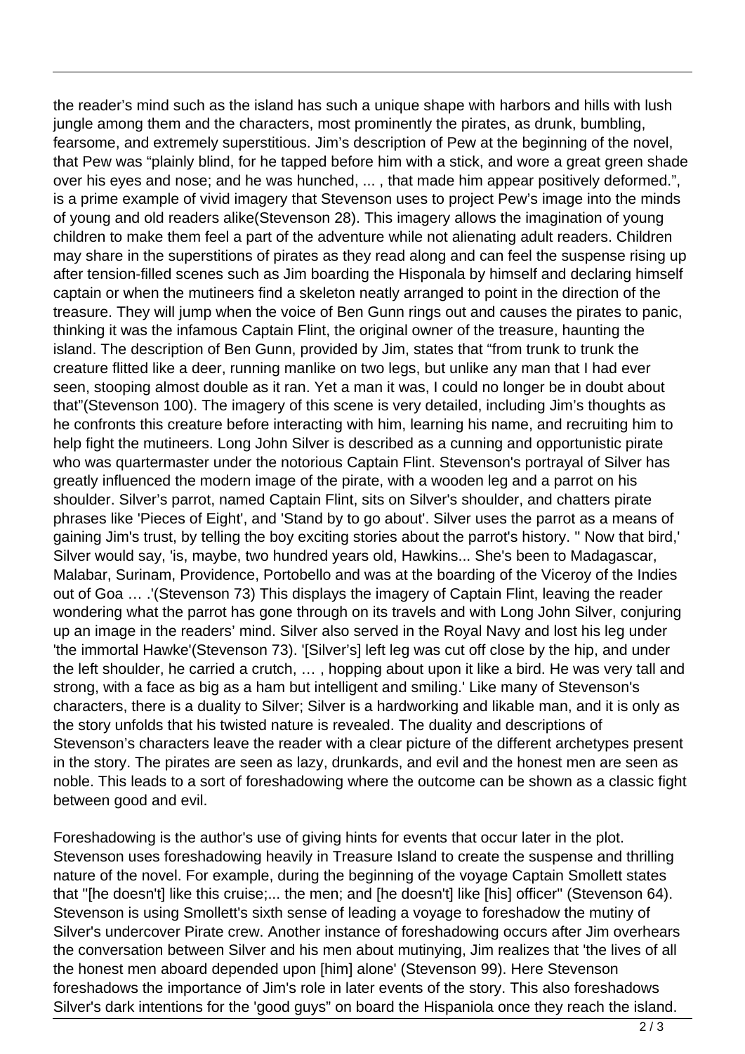the reader's mind such as the island has such a unique shape with harbors and hills with lush jungle among them and the characters, most prominently the pirates, as drunk, bumbling, fearsome, and extremely superstitious. Jim's description of Pew at the beginning of the novel, that Pew was "plainly blind, for he tapped before him with a stick, and wore a great green shade over his eyes and nose; and he was hunched, ... , that made him appear positively deformed.", is a prime example of vivid imagery that Stevenson uses to project Pew's image into the minds of young and old readers alike(Stevenson 28). This imagery allows the imagination of young children to make them feel a part of the adventure while not alienating adult readers. Children may share in the superstitions of pirates as they read along and can feel the suspense rising up after tension-filled scenes such as Jim boarding the Hisponala by himself and declaring himself captain or when the mutineers find a skeleton neatly arranged to point in the direction of the treasure. They will jump when the voice of Ben Gunn rings out and causes the pirates to panic, thinking it was the infamous Captain Flint, the original owner of the treasure, haunting the island. The description of Ben Gunn, provided by Jim, states that "from trunk to trunk the creature flitted like a deer, running manlike on two legs, but unlike any man that I had ever seen, stooping almost double as it ran. Yet a man it was, I could no longer be in doubt about that"(Stevenson 100). The imagery of this scene is very detailed, including Jim's thoughts as he confronts this creature before interacting with him, learning his name, and recruiting him to help fight the mutineers. Long John Silver is described as a cunning and opportunistic pirate who was quartermaster under the notorious Captain Flint. Stevenson's portrayal of Silver has greatly influenced the modern image of the pirate, with a wooden leg and a parrot on his shoulder. Silver's parrot, named Captain Flint, sits on Silver's shoulder, and chatters pirate phrases like 'Pieces of Eight', and 'Stand by to go about'. Silver uses the parrot as a means of gaining Jim's trust, by telling the boy exciting stories about the parrot's history. " Now that bird,' Silver would say, 'is, maybe, two hundred years old, Hawkins... She's been to Madagascar, Malabar, Surinam, Providence, Portobello and was at the boarding of the Viceroy of the Indies out of Goa … .'(Stevenson 73) This displays the imagery of Captain Flint, leaving the reader wondering what the parrot has gone through on its travels and with Long John Silver, conjuring up an image in the readers' mind. Silver also served in the Royal Navy and lost his leg under 'the immortal Hawke'(Stevenson 73). '[Silver's] left leg was cut off close by the hip, and under the left shoulder, he carried a crutch, … , hopping about upon it like a bird. He was very tall and strong, with a face as big as a ham but intelligent and smiling.' Like many of Stevenson's characters, there is a duality to Silver; Silver is a hardworking and likable man, and it is only as the story unfolds that his twisted nature is revealed. The duality and descriptions of Stevenson's characters leave the reader with a clear picture of the different archetypes present in the story. The pirates are seen as lazy, drunkards, and evil and the honest men are seen as noble. This leads to a sort of foreshadowing where the outcome can be shown as a classic fight between good and evil.

Foreshadowing is the author's use of giving hints for events that occur later in the plot. Stevenson uses foreshadowing heavily in Treasure Island to create the suspense and thrilling nature of the novel. For example, during the beginning of the voyage Captain Smollett states that "[he doesn't] like this cruise;... the men; and [he doesn't] like [his] officer" (Stevenson 64). Stevenson is using Smollett's sixth sense of leading a voyage to foreshadow the mutiny of Silver's undercover Pirate crew. Another instance of foreshadowing occurs after Jim overhears the conversation between Silver and his men about mutinying, Jim realizes that 'the lives of all the honest men aboard depended upon [him] alone' (Stevenson 99). Here Stevenson foreshadows the importance of Jim's role in later events of the story. This also foreshadows Silver's dark intentions for the 'good guys" on board the Hispaniola once they reach the island.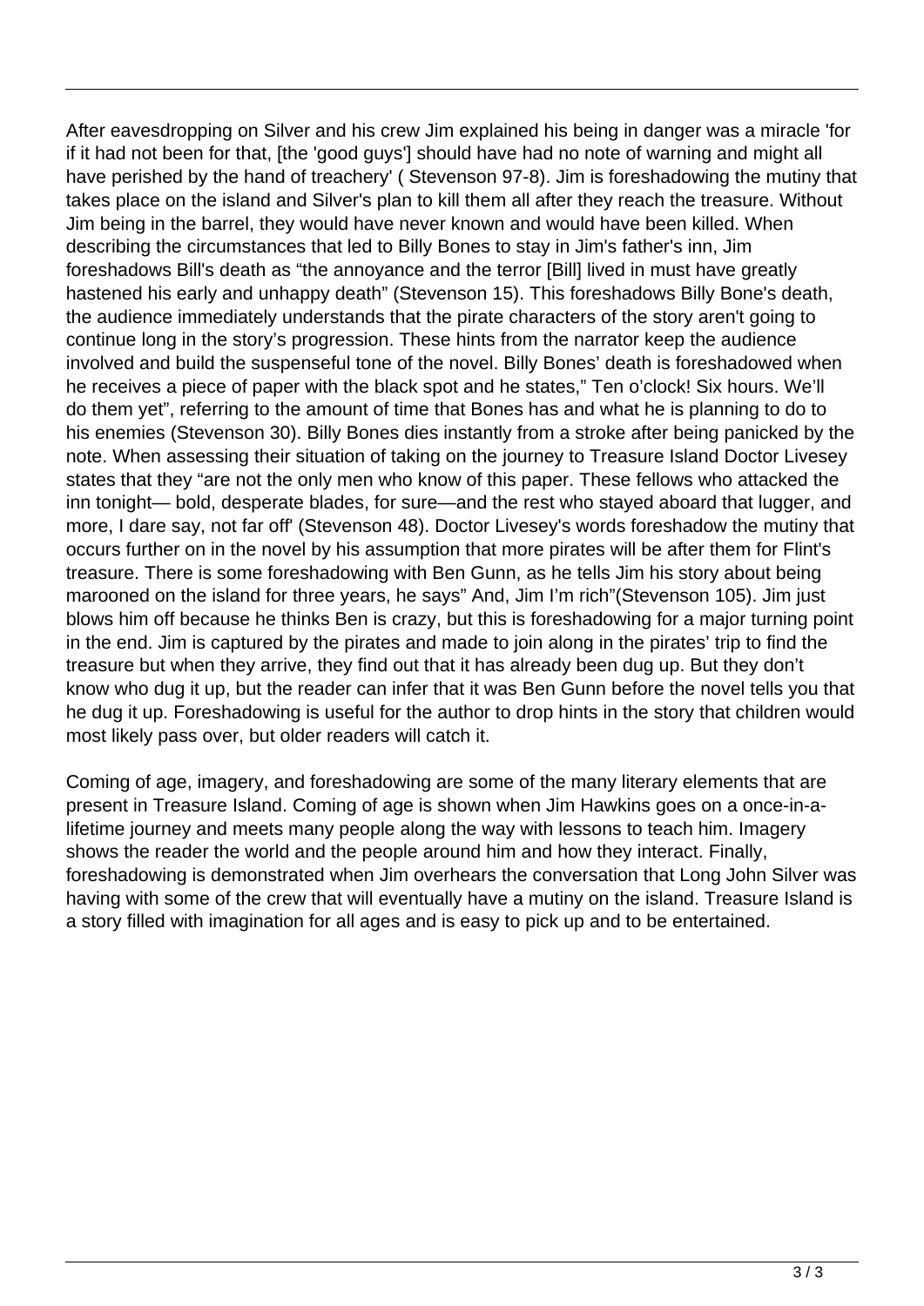After eavesdropping on Silver and his crew Jim explained his being in danger was a miracle 'for if it had not been for that, [the 'good guys'] should have had no note of warning and might all have perished by the hand of treachery' ( Stevenson 97-8). Jim is foreshadowing the mutiny that takes place on the island and Silver's plan to kill them all after they reach the treasure. Without Jim being in the barrel, they would have never known and would have been killed. When describing the circumstances that led to Billy Bones to stay in Jim's father's inn, Jim foreshadows Bill's death as "the annoyance and the terror [Bill] lived in must have greatly hastened his early and unhappy death" (Stevenson 15). This foreshadows Billy Bone's death, the audience immediately understands that the pirate characters of the story aren't going to continue long in the story's progression. These hints from the narrator keep the audience involved and build the suspenseful tone of the novel. Billy Bones' death is foreshadowed when he receives a piece of paper with the black spot and he states," Ten o'clock! Six hours. We'll do them yet", referring to the amount of time that Bones has and what he is planning to do to his enemies (Stevenson 30). Billy Bones dies instantly from a stroke after being panicked by the note. When assessing their situation of taking on the journey to Treasure Island Doctor Livesey states that they "are not the only men who know of this paper. These fellows who attacked the inn tonight— bold, desperate blades, for sure—and the rest who stayed aboard that lugger, and more, I dare say, not far off' (Stevenson 48). Doctor Livesey's words foreshadow the mutiny that occurs further on in the novel by his assumption that more pirates will be after them for Flint's treasure. There is some foreshadowing with Ben Gunn, as he tells Jim his story about being marooned on the island for three years, he says" And, Jim I'm rich"(Stevenson 105). Jim just blows him off because he thinks Ben is crazy, but this is foreshadowing for a major turning point in the end. Jim is captured by the pirates and made to join along in the pirates' trip to find the treasure but when they arrive, they find out that it has already been dug up. But they don't know who dug it up, but the reader can infer that it was Ben Gunn before the novel tells you that he dug it up. Foreshadowing is useful for the author to drop hints in the story that children would most likely pass over, but older readers will catch it.

Coming of age, imagery, and foreshadowing are some of the many literary elements that are present in Treasure Island. Coming of age is shown when Jim Hawkins goes on a once-in-a-lifetime journey and meets many people along the way with lessons to teach him. Imagery shows the reader the world and the people around him and how they interact. Finally, foreshadowing is demonstrated when Jim overhears the conversation that Long John Silver was having with some of the crew that will eventually have a mutiny on the island. Treasure Island is a story filled with imagination for all ages and is easy to pick up and to be entertained.